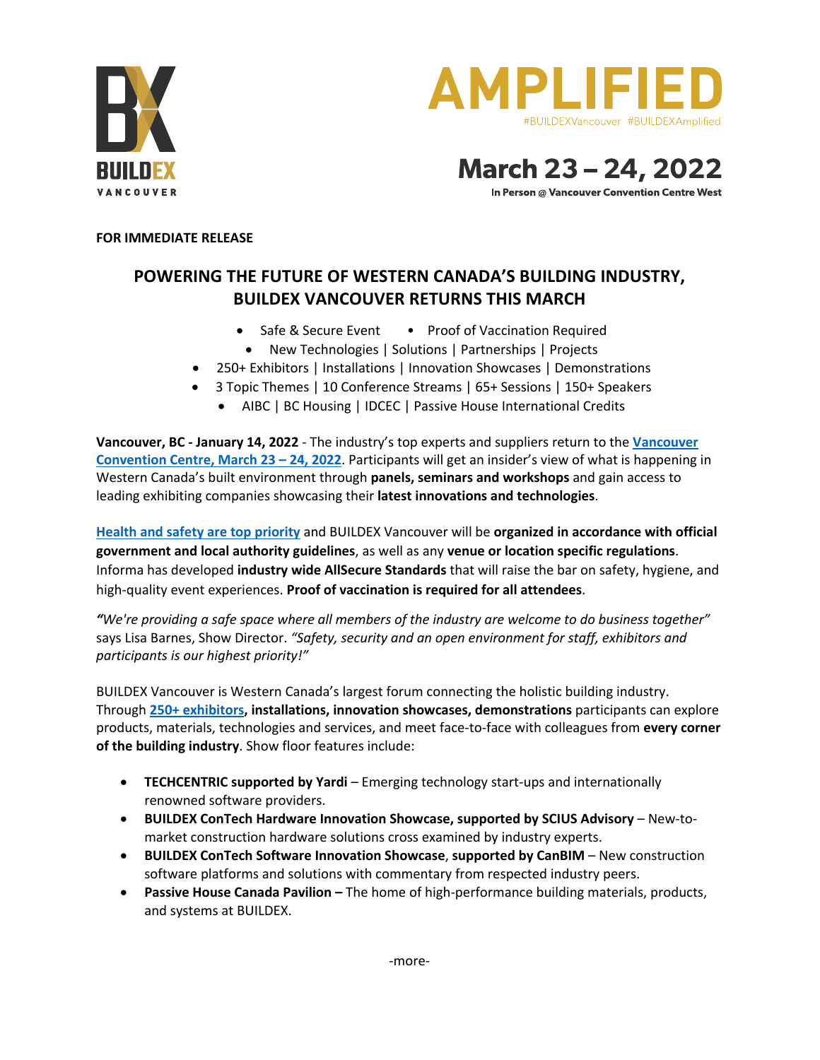BUILDEX VANCOUVER

# AMPLIFIED

#BUILDEXVancouver #BUILDEXAmplified

## March 23 – 24, 2022

In Person @ Vancouver Convention Centre West

**FOR IMMEDIATE RELEASE**

## POWERING THE FUTURE OF WESTERN CANADA'S BUILDING INDUSTRY, BUILDEX VANCOUVER RETURNS THIS MARCH

- Safe & Secure Event
- Proof of Vaccination Required
- New Technologies | Solutions | Partnerships | Projects
- 250+ Exhibitors | Installations | Innovation Showcases | Demonstrations
- 3 Topic Themes | 10 Conference Streams | 65+ Sessions | 150+ Speakers
- AIBC | BC Housing | IDCEC | Passive House International Credits

**Vancouver, BC - January 14, 2022** - The industry's top experts and suppliers return to the **Vancouver Convention Centre, March 23 – 24, 2022**. Participants will get an insider's view of what is happening in Western Canada's built environment through **panels, seminars and workshops** and gain access to leading exhibiting companies showcasing their **latest innovations and technologies**.

**Health and safety are top priority** and BUILDEX Vancouver will be **organized in accordance with official government and local authority guidelines**, as well as any **venue or location specific regulations**. Informa has developed **industry wide AllSecure Standards** that will raise the bar on safety, hygiene, and high-quality event experiences. **Proof of vaccination is required for all attendees**.

*"We're providing a safe space where all members of the industry are welcome to do business together"* says Lisa Barnes, Show Director. *"Safety, security and an open environment for staff, exhibitors and participants is our highest priority!"*

BUILDEX Vancouver is Western Canada's largest forum connecting the holistic building industry. Through **250+ exhibitors, installations, innovation showcases, demonstrations** participants can explore products, materials, technologies and services, and meet face-to-face with colleagues from **every corner of the building industry**. Show floor features include:

- **TECHCENTRIC supported by Yardi** – Emerging technology start-ups and internationally renowned software providers.
- **BUILDEX ConTech Hardware Innovation Showcase, supported by SCIUS Advisory** – New-to-market construction hardware solutions cross examined by industry experts.
- **BUILDEX ConTech Software Innovation Showcase**, **supported by CanBIM** – New construction software platforms and solutions with commentary from respected industry peers.
- **Passive House Canada Pavilion –** The home of high-performance building materials, products, and systems at BUILDEX.

-more-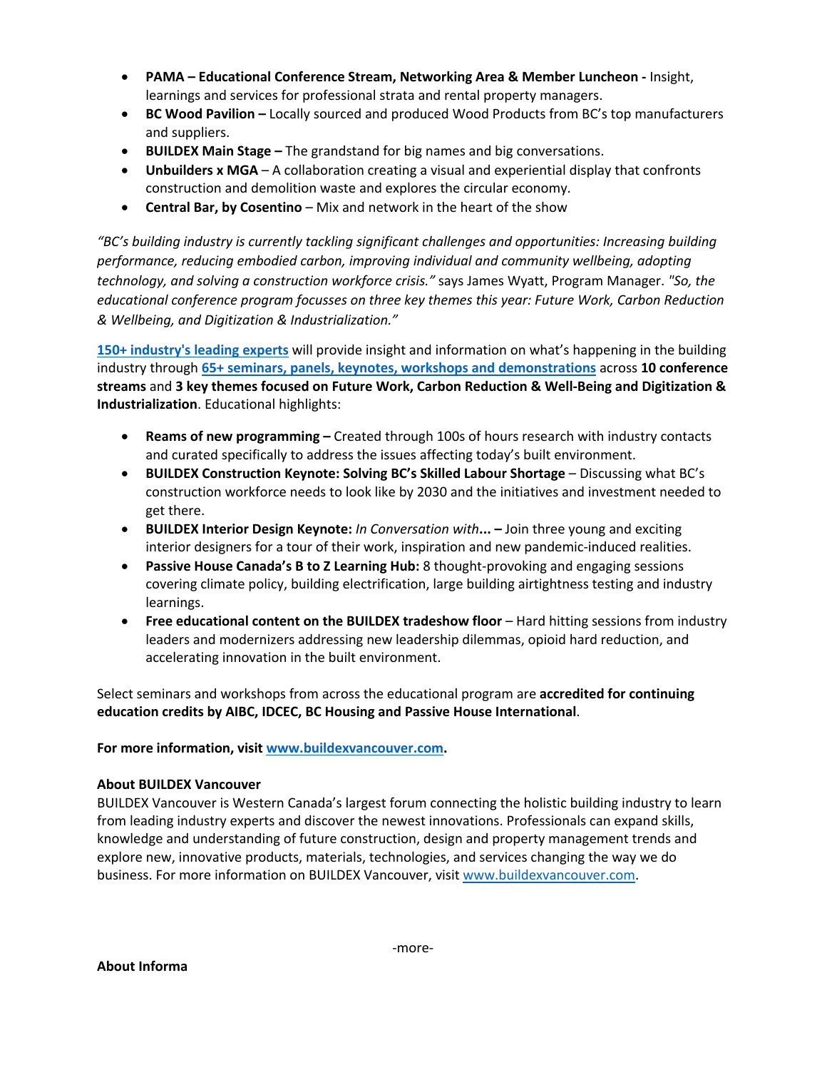- **PAMA – Educational Conference Stream, Networking Area & Member Luncheon -** Insight, learnings and services for professional strata and rental property managers.
- **BC Wood Pavilion –** Locally sourced and produced Wood Products from BC's top manufacturers and suppliers.
- **BUILDEX Main Stage –** The grandstand for big names and big conversations.
- **Unbuilders x MGA** – A collaboration creating a visual and experiential display that confronts construction and demolition waste and explores the circular economy.
- **Central Bar, by Cosentino** – Mix and network in the heart of the show

*"BC's building industry is currently tackling significant challenges and opportunities: Increasing building performance, reducing embodied carbon, improving individual and community wellbeing, adopting technology, and solving a construction workforce crisis."* says James Wyatt, Program Manager. *"So, the educational conference program focusses on three key themes this year: Future Work, Carbon Reduction & Wellbeing, and Digitization & Industrialization."*

**150+ industry's leading experts** will provide insight and information on what's happening in the building industry through **65+ seminars, panels, keynotes, workshops and demonstrations** across **10 conference streams** and **3 key themes focused on Future Work, Carbon Reduction & Well-Being and Digitization & Industrialization**. Educational highlights:

- **Reams of new programming –** Created through 100s of hours research with industry contacts and curated specifically to address the issues affecting today's built environment.
- **BUILDEX Construction Keynote: Solving BC's Skilled Labour Shortage** – Discussing what BC's construction workforce needs to look like by 2030 and the initiatives and investment needed to get there.
- **BUILDEX Interior Design Keynote:** *In Conversation with*... **–** Join three young and exciting interior designers for a tour of their work, inspiration and new pandemic-induced realities.
- **Passive House Canada's B to Z Learning Hub:** 8 thought-provoking and engaging sessions covering climate policy, building electrification, large building airtightness testing and industry learnings.
- **Free educational content on the BUILDEX tradeshow floor** – Hard hitting sessions from industry leaders and modernizers addressing new leadership dilemmas, opioid hard reduction, and accelerating innovation in the built environment.

Select seminars and workshops from across the educational program are **accredited for continuing education credits by AIBC, IDCEC, BC Housing and Passive House International**.

**For more information, visit www.buildexvancouver.com.**

**About BUILDEX Vancouver**
BUILDEX Vancouver is Western Canada's largest forum connecting the holistic building industry to learn from leading industry experts and discover the newest innovations. Professionals can expand skills, knowledge and understanding of future construction, design and property management trends and explore new, innovative products, materials, technologies, and services changing the way we do business. For more information on BUILDEX Vancouver, visit www.buildexvancouver.com.

-more-

**About Informa**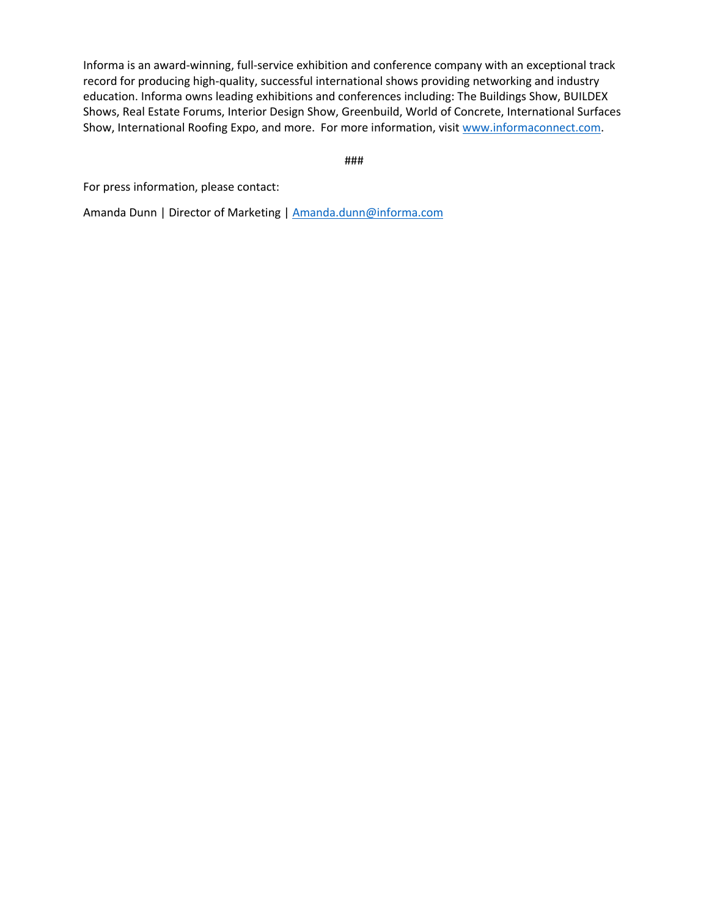Informa is an award-winning, full-service exhibition and conference company with an exceptional track record for producing high-quality, successful international shows providing networking and industry education. Informa owns leading exhibitions and conferences including: The Buildings Show, BUILDEX Shows, Real Estate Forums, Interior Design Show, Greenbuild, World of Concrete, International Surfaces Show, International Roofing Expo, and more.  For more information, visit www.informaconnect.com.

###

For press information, please contact:

Amanda Dunn | Director of Marketing | Amanda.dunn@informa.com